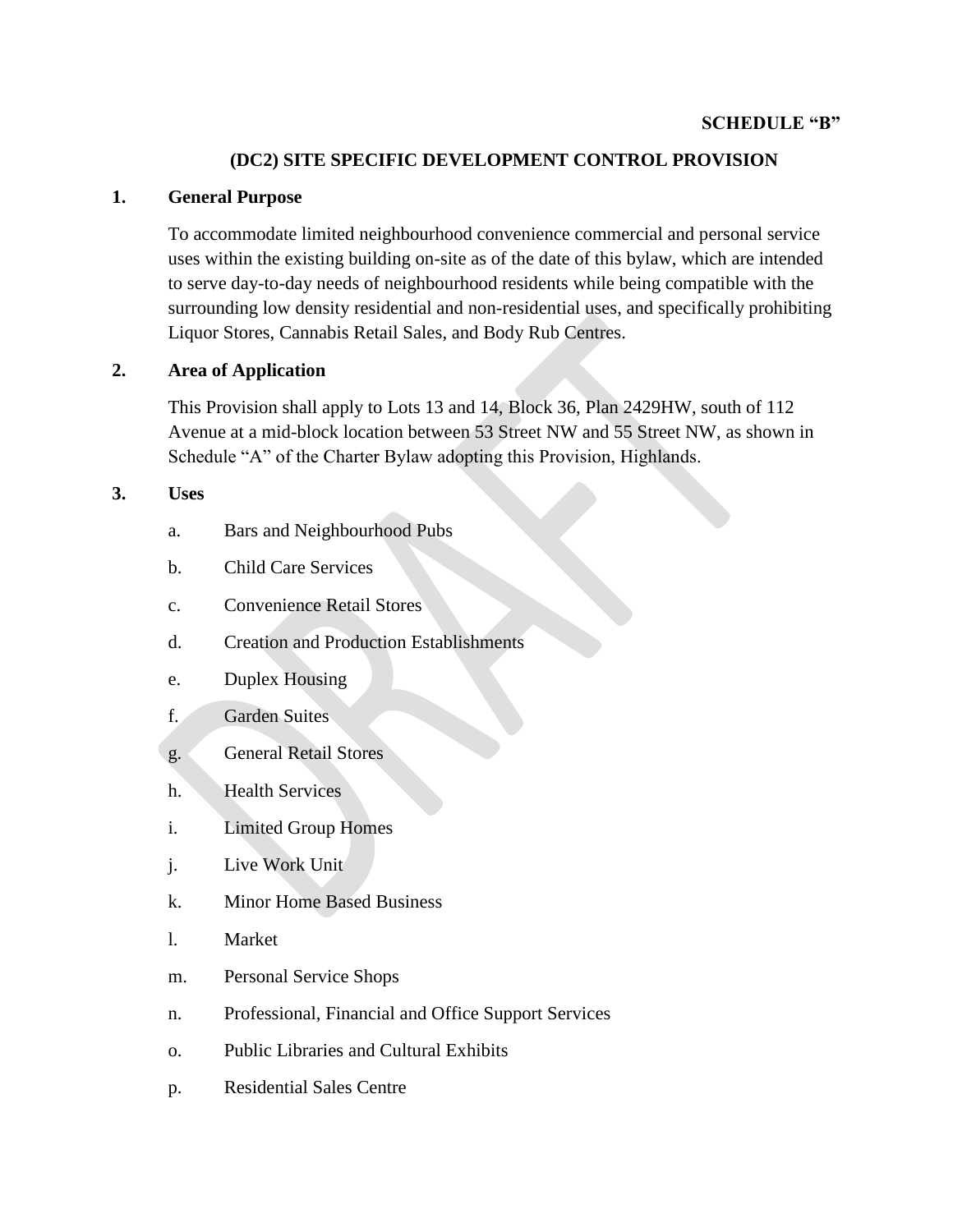**SCHEDULE "B"**

## (DC2) SITE SPECIFIC DEVELOPMENT CONTROL PROVISION

### 1. General Purpose

To accommodate limited neighbourhood convenience commercial and personal service uses within the existing building on-site as of the date of this bylaw, which are intended to serve day-to-day needs of neighbourhood residents while being compatible with the surrounding low density residential and non-residential uses, and specifically prohibiting Liquor Stores, Cannabis Retail Sales, and Body Rub Centres.

### 2. Area of Application

This Provision shall apply to Lots 13 and 14, Block 36, Plan 2429HW, south of 112 Avenue at a mid-block location between 53 Street NW and 55 Street NW, as shown in Schedule "A" of the Charter Bylaw adopting this Provision, Highlands.

### 3. Uses

a. Bars and Neighbourhood Pubs

b. Child Care Services

c. Convenience Retail Stores

d. Creation and Production Establishments

e. Duplex Housing

f. Garden Suites

g. General Retail Stores

h. Health Services

i. Limited Group Homes

j. Live Work Unit

k. Minor Home Based Business

l. Market

m. Personal Service Shops

n. Professional, Financial and Office Support Services

o. Public Libraries and Cultural Exhibits

p. Residential Sales Centre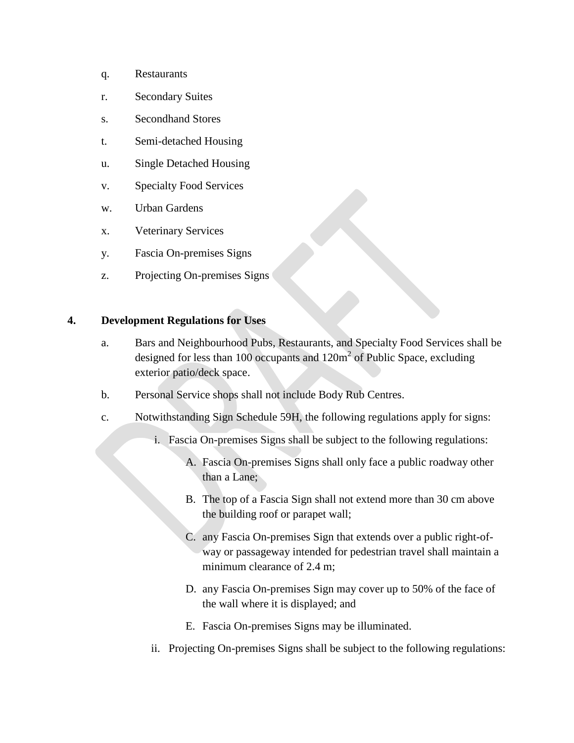q. Restaurants

r. Secondary Suites

s. Secondhand Stores

t. Semi-detached Housing

u. Single Detached Housing

v. Specialty Food Services

w. Urban Gardens

x. Veterinary Services

y. Fascia On-premises Signs

z. Projecting On-premises Signs

**4. Development Regulations for Uses**

a. Bars and Neighbourhood Pubs, Restaurants, and Specialty Food Services shall be designed for less than 100 occupants and $120m^2$ of Public Space, excluding exterior patio/deck space.

b. Personal Service shops shall not include Body Rub Centres.

c. Notwithstanding Sign Schedule 59H, the following regulations apply for signs:

i. Fascia On-premises Signs shall be subject to the following regulations:

A. Fascia On-premises Signs shall only face a public roadway other than a Lane;

B. The top of a Fascia Sign shall not extend more than 30 cm above the building roof or parapet wall;

C. any Fascia On-premises Sign that extends over a public right-of-way or passageway intended for pedestrian travel shall maintain a minimum clearance of 2.4 m;

D. any Fascia On-premises Sign may cover up to 50% of the face of the wall where it is displayed; and

E. Fascia On-premises Signs may be illuminated.

ii. Projecting On-premises Signs shall be subject to the following regulations: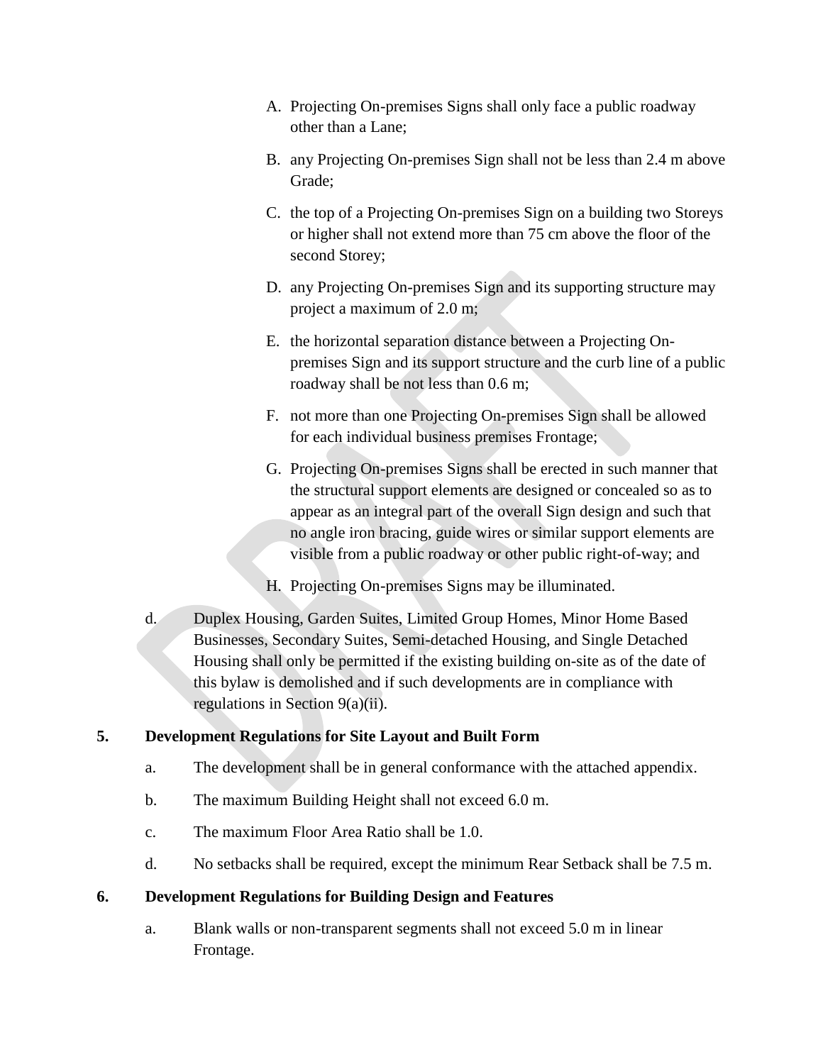A. Projecting On-premises Signs shall only face a public roadway other than a Lane;

B. any Projecting On-premises Sign shall not be less than 2.4 m above Grade;

C. the top of a Projecting On-premises Sign on a building two Storeys or higher shall not extend more than 75 cm above the floor of the second Storey;

D. any Projecting On-premises Sign and its supporting structure may project a maximum of 2.0 m;

E. the horizontal separation distance between a Projecting On-premises Sign and its support structure and the curb line of a public roadway shall be not less than 0.6 m;

F. not more than one Projecting On-premises Sign shall be allowed for each individual business premises Frontage;

G. Projecting On-premises Signs shall be erected in such manner that the structural support elements are designed or concealed so as to appear as an integral part of the overall Sign design and such that no angle iron bracing, guide wires or similar support elements are visible from a public roadway or other public right-of-way; and

H. Projecting On-premises Signs may be illuminated.

d. Duplex Housing, Garden Suites, Limited Group Homes, Minor Home Based Businesses, Secondary Suites, Semi-detached Housing, and Single Detached Housing shall only be permitted if the existing building on-site as of the date of this bylaw is demolished and if such developments are in compliance with regulations in Section 9(a)(ii).

**5. Development Regulations for Site Layout and Built Form**

a. The development shall be in general conformance with the attached appendix.

b. The maximum Building Height shall not exceed 6.0 m.

c. The maximum Floor Area Ratio shall be 1.0.

d. No setbacks shall be required, except the minimum Rear Setback shall be 7.5 m.

**6. Development Regulations for Building Design and Features**

a. Blank walls or non-transparent segments shall not exceed 5.0 m in linear Frontage.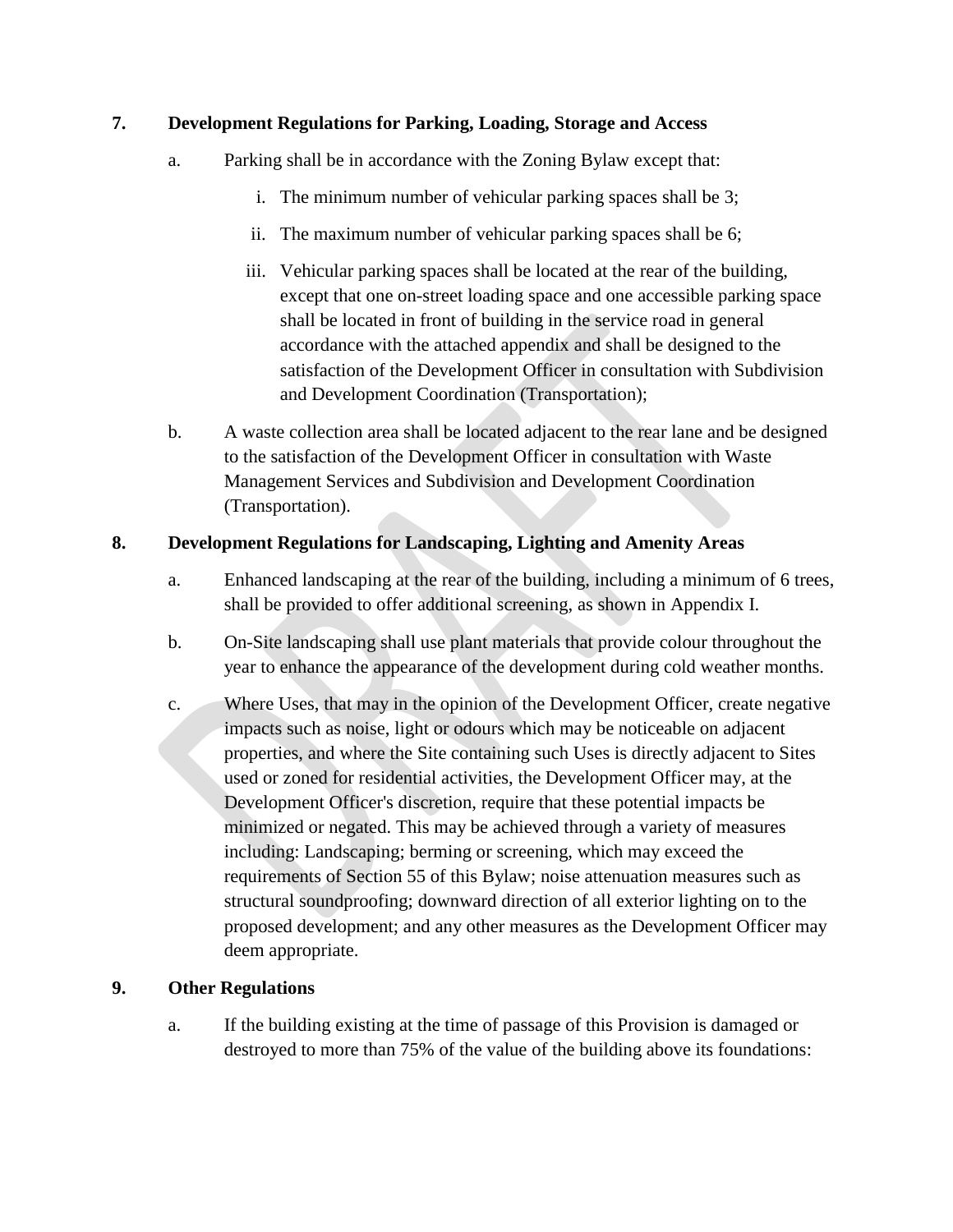**7. Development Regulations for Parking, Loading, Storage and Access**

a. Parking shall be in accordance with the Zoning Bylaw except that:

   i. The minimum number of vehicular parking spaces shall be 3;

   ii. The maximum number of vehicular parking spaces shall be 6;

   iii. Vehicular parking spaces shall be located at the rear of the building, except that one on-street loading space and one accessible parking space shall be located in front of building in the service road in general accordance with the attached appendix and shall be designed to the satisfaction of the Development Officer in consultation with Subdivision and Development Coordination (Transportation);

b. A waste collection area shall be located adjacent to the rear lane and be designed to the satisfaction of the Development Officer in consultation with Waste Management Services and Subdivision and Development Coordination (Transportation).

**8. Development Regulations for Landscaping, Lighting and Amenity Areas**

a. Enhanced landscaping at the rear of the building, including a minimum of 6 trees, shall be provided to offer additional screening, as shown in Appendix I.

b. On-Site landscaping shall use plant materials that provide colour throughout the year to enhance the appearance of the development during cold weather months.

c. Where Uses, that may in the opinion of the Development Officer, create negative impacts such as noise, light or odours which may be noticeable on adjacent properties, and where the Site containing such Uses is directly adjacent to Sites used or zoned for residential activities, the Development Officer may, at the Development Officer's discretion, require that these potential impacts be minimized or negated. This may be achieved through a variety of measures including: Landscaping; berming or screening, which may exceed the requirements of Section 55 of this Bylaw; noise attenuation measures such as structural soundproofing; downward direction of all exterior lighting on to the proposed development; and any other measures as the Development Officer may deem appropriate.

**9. Other Regulations**

a. If the building existing at the time of passage of this Provision is damaged or destroyed to more than 75% of the value of the building above its foundations: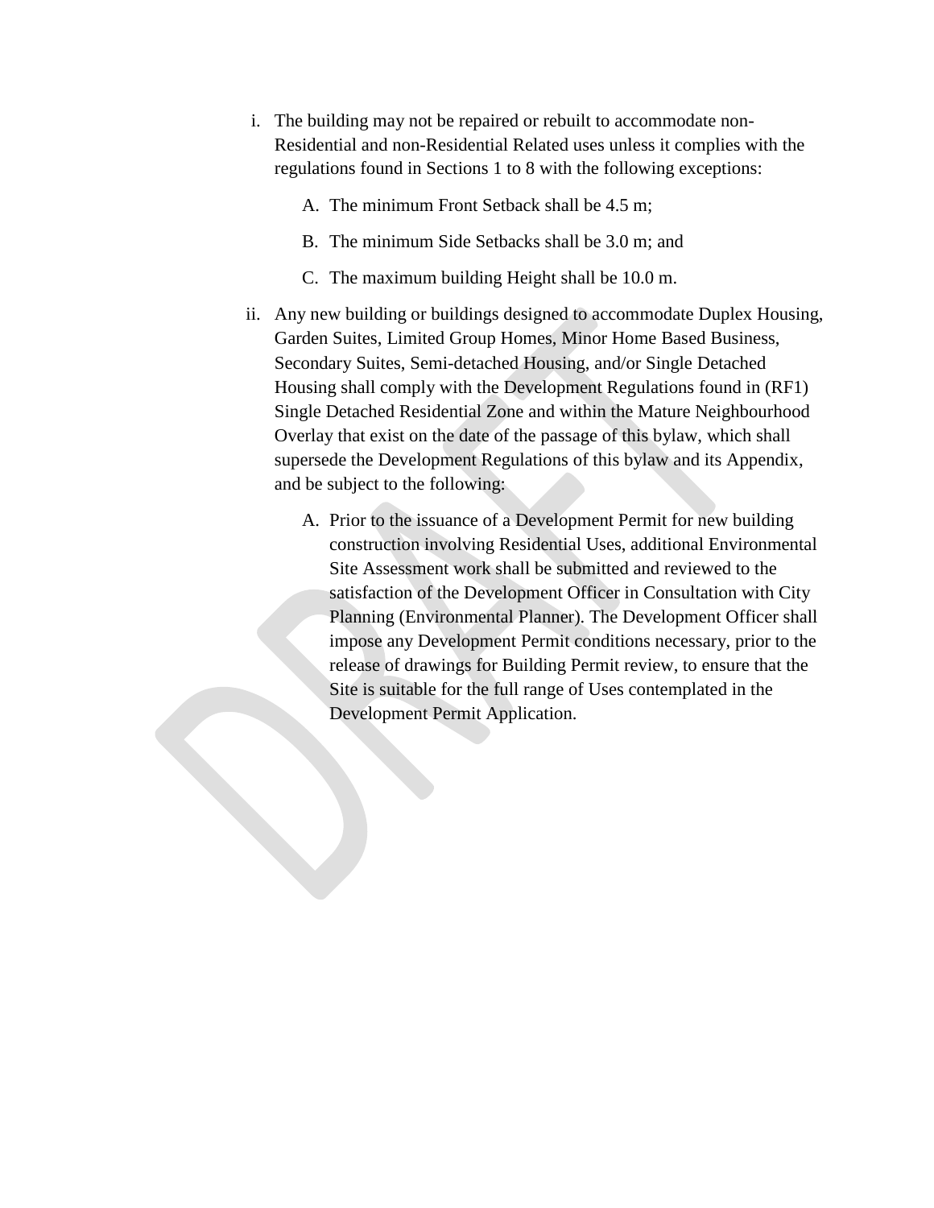i. The building may not be repaired or rebuilt to accommodate non-Residential and non-Residential Related uses unless it complies with the regulations found in Sections 1 to 8 with the following exceptions:

   A. The minimum Front Setback shall be 4.5 m;

   B. The minimum Side Setbacks shall be 3.0 m; and

   C. The maximum building Height shall be 10.0 m.

ii. Any new building or buildings designed to accommodate Duplex Housing, Garden Suites, Limited Group Homes, Minor Home Based Business, Secondary Suites, Semi-detached Housing, and/or Single Detached Housing shall comply with the Development Regulations found in (RF1) Single Detached Residential Zone and within the Mature Neighbourhood Overlay that exist on the date of the passage of this bylaw, which shall supersede the Development Regulations of this bylaw and its Appendix, and be subject to the following:

   A. Prior to the issuance of a Development Permit for new building construction involving Residential Uses, additional Environmental Site Assessment work shall be submitted and reviewed to the satisfaction of the Development Officer in Consultation with City Planning (Environmental Planner). The Development Officer shall impose any Development Permit conditions necessary, prior to the release of drawings for Building Permit review, to ensure that the Site is suitable for the full range of Uses contemplated in the Development Permit Application.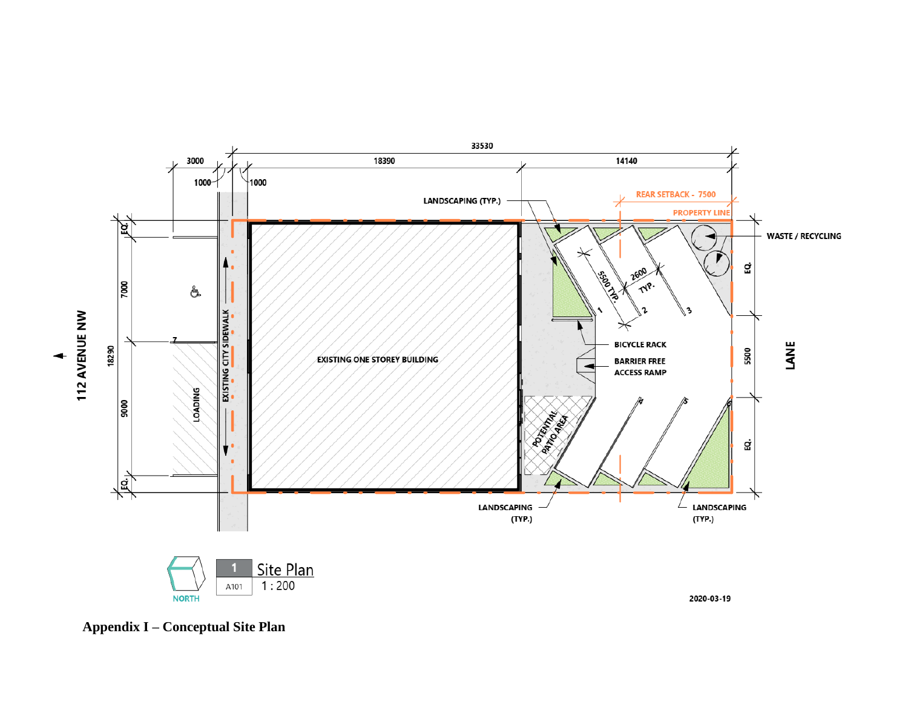33530

3000

18390

14140

1000

1000

LANDSCAPING (TYP.)

REAR SETBACK - 7500

PROPERTY LINE

WASTE / RECYCLING

EQ.

7000

9000

18290

EQ.

112 AVENUE NW

LOADING

EXISTING CITY SIDEWALK

EXISTING ONE STOREY BUILDING

5500 TYP.

2600 TYP.

1

2

3

4

5

6

7

BICYCLE RACK

BARRIER FREE ACCESS RAMP

POTENTIAL PATIO AREA

EQ.

5500

EQ.

LANE

LANDSCAPING (TYP.)

LANDSCAPING (TYP.)

NORTH

1

A101

Site Plan

1 : 200

2020-03-19

**Appendix I – Conceptual Site Plan**